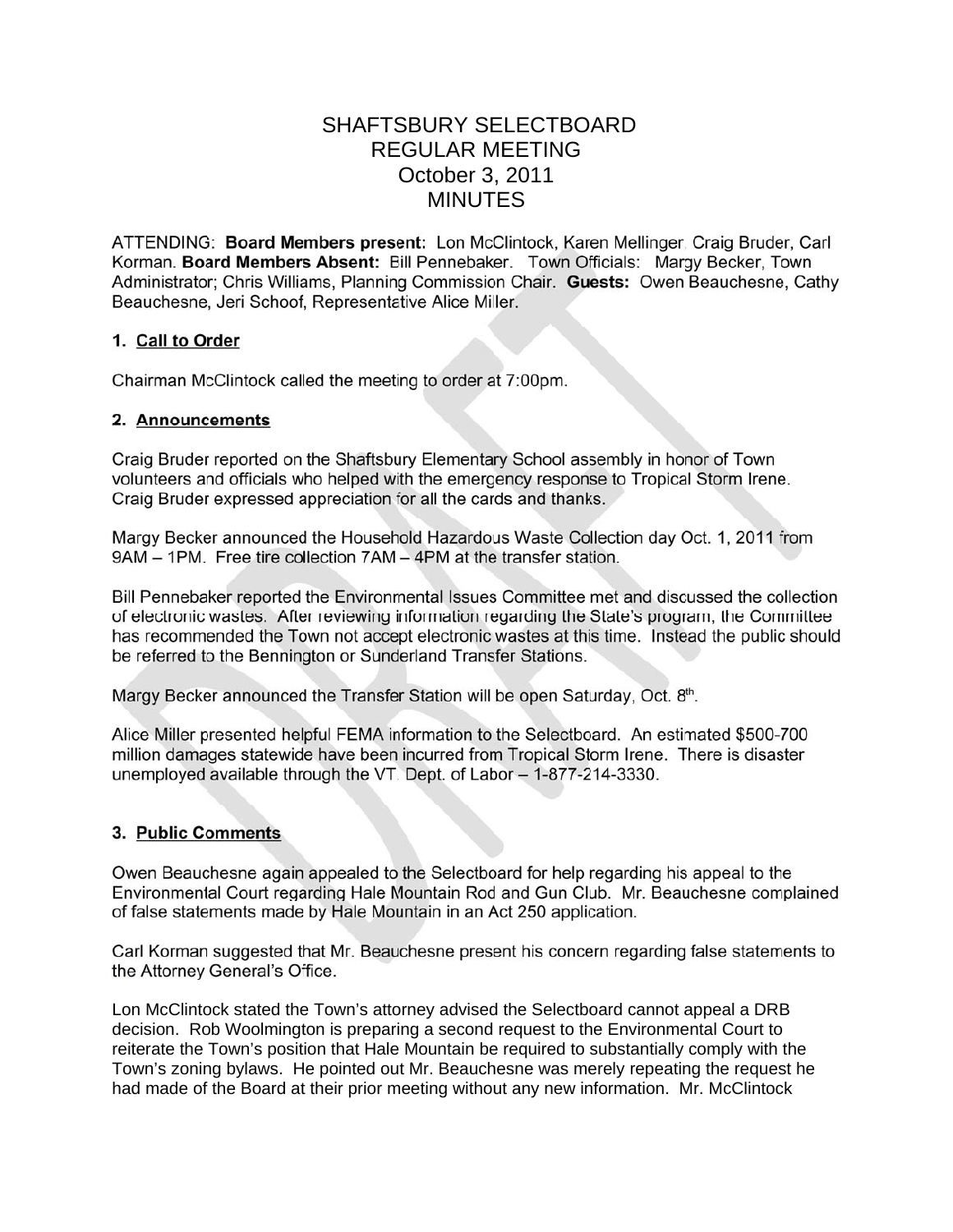# SHAFTSBURY SELECTBOARD
# REGULAR MEETING
# October 3, 2011
# MINUTES

ATTENDING: **Board Members present:** Lon McClintock, Karen Mellinger, Craig Bruder, Carl Korman. **Board Members Absent:** Bill Pennebaker. Town Officials: Margy Becker, Town Administrator; Chris Williams, Planning Commission Chair. **Guests:** Owen Beauchesne, Cathy Beauchesne, Jeri Schoof, Representative Alice Miller.

## 1. Call to Order

Chairman McClintock called the meeting to order at 7:00pm.

## 2. Announcements

Craig Bruder reported on the Shaftsbury Elementary School assembly in honor of Town volunteers and officials who helped with the emergency response to Tropical Storm Irene. Craig Bruder expressed appreciation for all the cards and thanks.

Margy Becker announced the Household Hazardous Waste Collection day Oct. 1, 2011 from 9AM – 1PM. Free tire collection 7AM – 4PM at the transfer station.

Bill Pennebaker reported the Environmental Issues Committee met and discussed the collection of electronic wastes. After reviewing information regarding the State's program, the Committee has recommended the Town not accept electronic wastes at this time. Instead the public should be referred to the Bennington or Sunderland Transfer Stations.

Margy Becker announced the Transfer Station will be open Saturday, Oct. 8th.

Alice Miller presented helpful FEMA information to the Selectboard. An estimated $500-700 million damages statewide have been incurred from Tropical Storm Irene. There is disaster unemployed available through the VT. Dept. of Labor – 1-877-214-3330.

## 3. Public Comments

Owen Beauchesne again appealed to the Selectboard for help regarding his appeal to the Environmental Court regarding Hale Mountain Rod and Gun Club. Mr. Beauchesne complained of false statements made by Hale Mountain in an Act 250 application.

Carl Korman suggested that Mr. Beauchesne present his concern regarding false statements to the Attorney General's Office.

Lon McClintock stated the Town's attorney advised the Selectboard cannot appeal a DRB decision. Rob Woolmington is preparing a second request to the Environmental Court to reiterate the Town's position that Hale Mountain be required to substantially comply with the Town's zoning bylaws. He pointed out Mr. Beauchesne was merely repeating the request he had made of the Board at their prior meeting without any new information. Mr. McClintock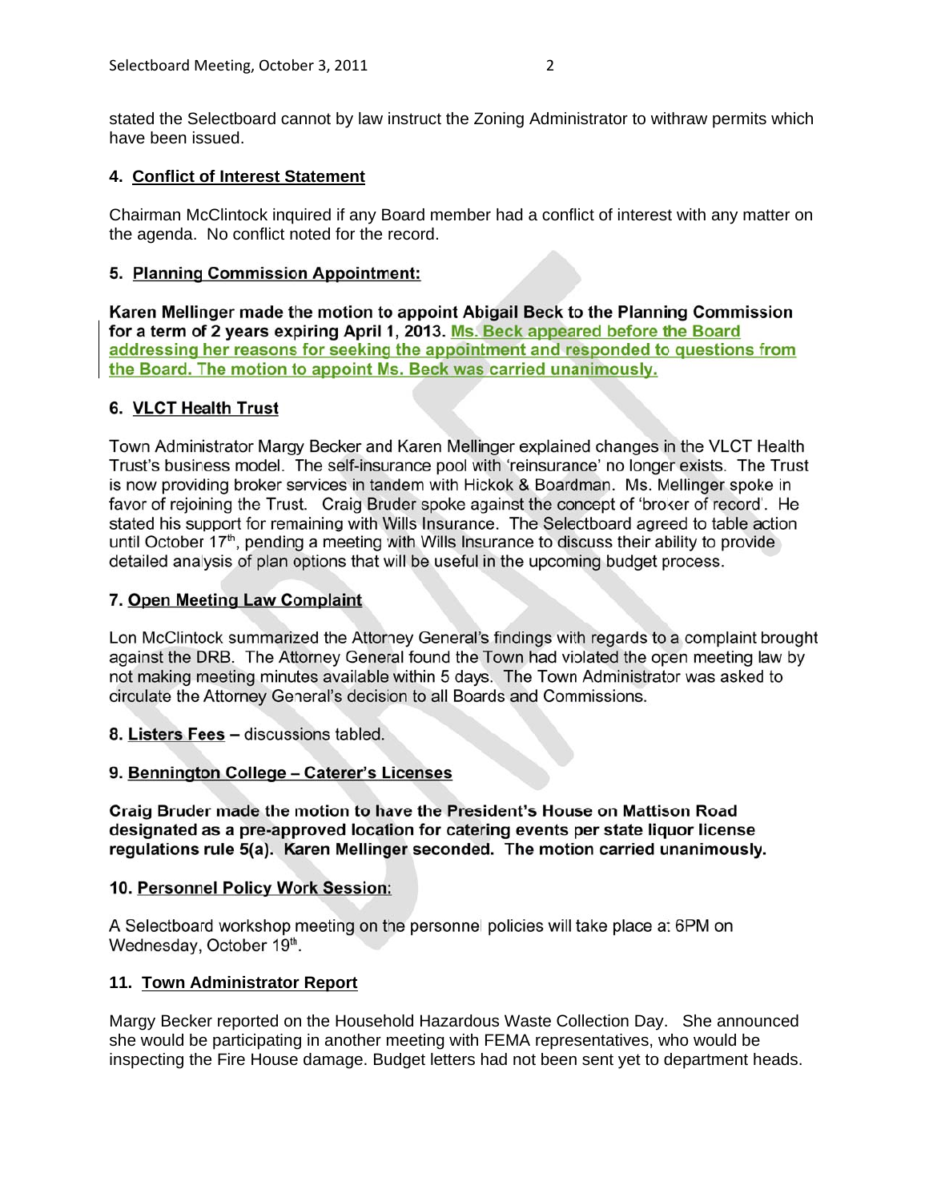stated the Selectboard cannot by law instruct the Zoning Administrator to withraw permits which have been issued.

### 4. Conflict of Interest Statement

Chairman McClintock inquired if any Board member had a conflict of interest with any matter on the agenda. No conflict noted for the record.

### 5. Planning Commission Appointment:

**Karen Mellinger made the motion to appoint Abigail Beck to the Planning Commission for a term of 2 years expiring April 1, 2013. Ms. Beck appeared before the Board addressing her reasons for seeking the appointment and responded to questions from the Board. The motion to appoint Ms. Beck was carried unanimously.**

### 6. VLCT Health Trust

Town Administrator Margy Becker and Karen Mellinger explained changes in the VLCT Health Trust's business model. The self-insurance pool with 'reinsurance' no longer exists. The Trust is now providing broker services in tandem with Hickok & Boardman. Ms. Mellinger spoke in favor of rejoining the Trust. Craig Bruder spoke against the concept of 'broker of record'. He stated his support for remaining with Wills Insurance. The Selectboard agreed to table action until October 17th, pending a meeting with Wills Insurance to discuss their ability to provide detailed analysis of plan options that will be useful in the upcoming budget process.

### 7. Open Meeting Law Complaint

Lon McClintock summarized the Attorney General's findings with regards to a complaint brought against the DRB. The Attorney General found the Town had violated the open meeting law by not making meeting minutes available within 5 days. The Town Administrator was asked to circulate the Attorney General's decision to all Boards and Commissions.

**8. Listers Fees** – discussions tabled.

### 9. Bennington College – Caterer's Licenses

**Craig Bruder made the motion to have the President's House on Mattison Road designated as a pre-approved location for catering events per state liquor license regulations rule 5(a). Karen Mellinger seconded. The motion carried unanimously.**

### 10. Personnel Policy Work Session:

A Selectboard workshop meeting on the personnel policies will take place at 6PM on Wednesday, October 19th.

### 11. Town Administrator Report

Margy Becker reported on the Household Hazardous Waste Collection Day. She announced she would be participating in another meeting with FEMA representatives, who would be inspecting the Fire House damage. Budget letters had not been sent yet to department heads.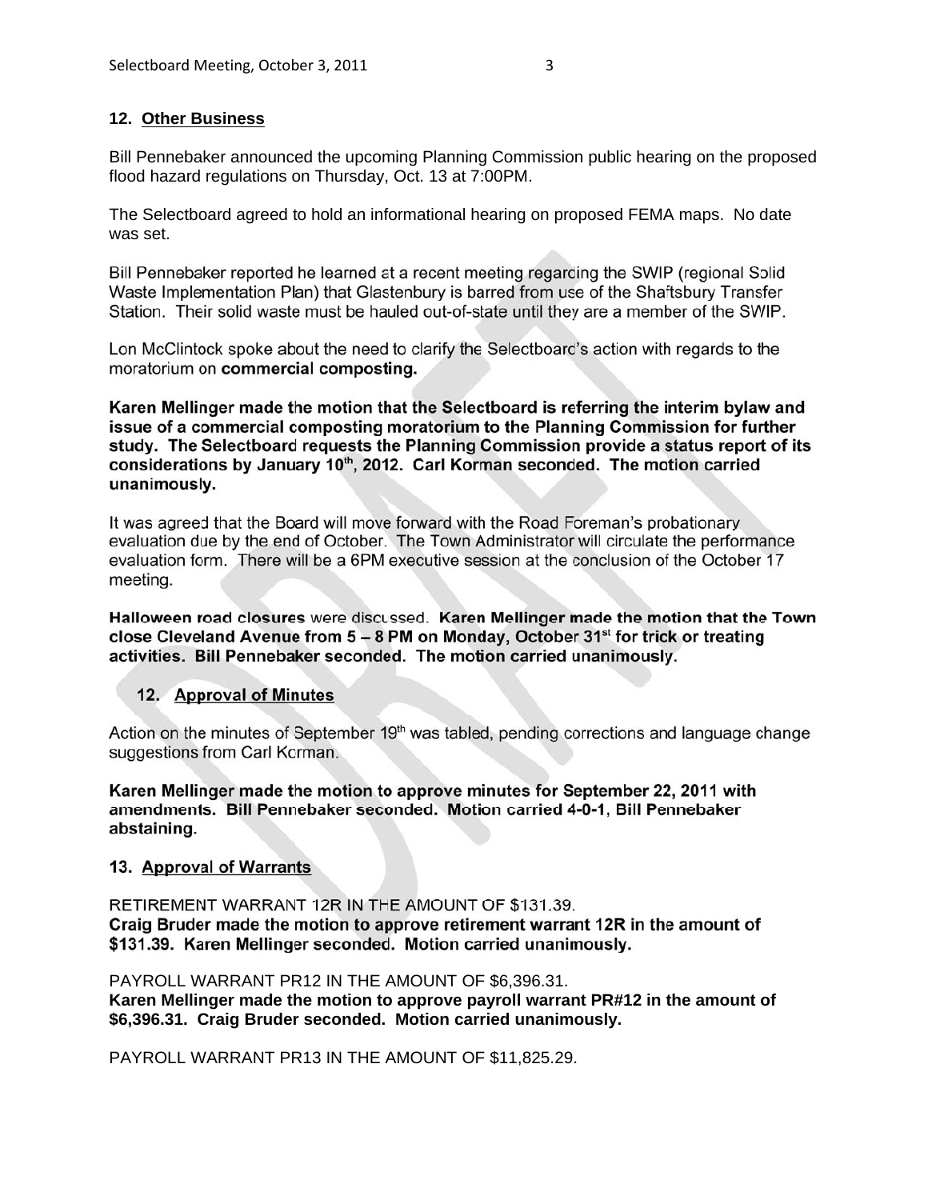## 12. Other Business

Bill Pennebaker announced the upcoming Planning Commission public hearing on the proposed flood hazard regulations on Thursday, Oct. 13 at 7:00PM.

The Selectboard agreed to hold an informational hearing on proposed FEMA maps. No date was set.

Bill Pennebaker reported he learned at a recent meeting regarding the SWIP (regional Solid Waste Implementation Plan) that Glastenbury is barred from use of the Shaftsbury Transfer Station. Their solid waste must be hauled out-of-state until they are a member of the SWIP.

Lon McClintock spoke about the need to clarify the Selectboard's action with regards to the moratorium on **commercial composting.**

**Karen Mellinger made the motion that the Selectboard is referring the interim bylaw and issue of a commercial composting moratorium to the Planning Commission for further study. The Selectboard requests the Planning Commission provide a status report of its considerations by January 10th, 2012. Carl Korman seconded. The motion carried unanimously.**

It was agreed that the Board will move forward with the Road Foreman's probationary evaluation due by the end of October. The Town Administrator will circulate the performance evaluation form. There will be a 6PM executive session at the conclusion of the October 17 meeting.

**Halloween road closures** were discussed. **Karen Mellinger made the motion that the Town close Cleveland Avenue from 5 – 8 PM on Monday, October 31st for trick or treating activities. Bill Pennebaker seconded. The motion carried unanimously.**

## 12. Approval of Minutes

Action on the minutes of September 19th was tabled, pending corrections and language change suggestions from Carl Korman.

**Karen Mellinger made the motion to approve minutes for September 22, 2011 with amendments. Bill Pennebaker seconded. Motion carried 4-0-1, Bill Pennebaker abstaining.**

## 13. Approval of Warrants

RETIREMENT WARRANT 12R IN THE AMOUNT OF $131.39.
**Craig Bruder made the motion to approve retirement warrant 12R in the amount of $131.39. Karen Mellinger seconded. Motion carried unanimously.**

PAYROLL WARRANT PR12 IN THE AMOUNT OF $6,396.31.
**Karen Mellinger made the motion to approve payroll warrant PR#12 in the amount of $6,396.31. Craig Bruder seconded. Motion carried unanimously.**

PAYROLL WARRANT PR13 IN THE AMOUNT OF $11,825.29.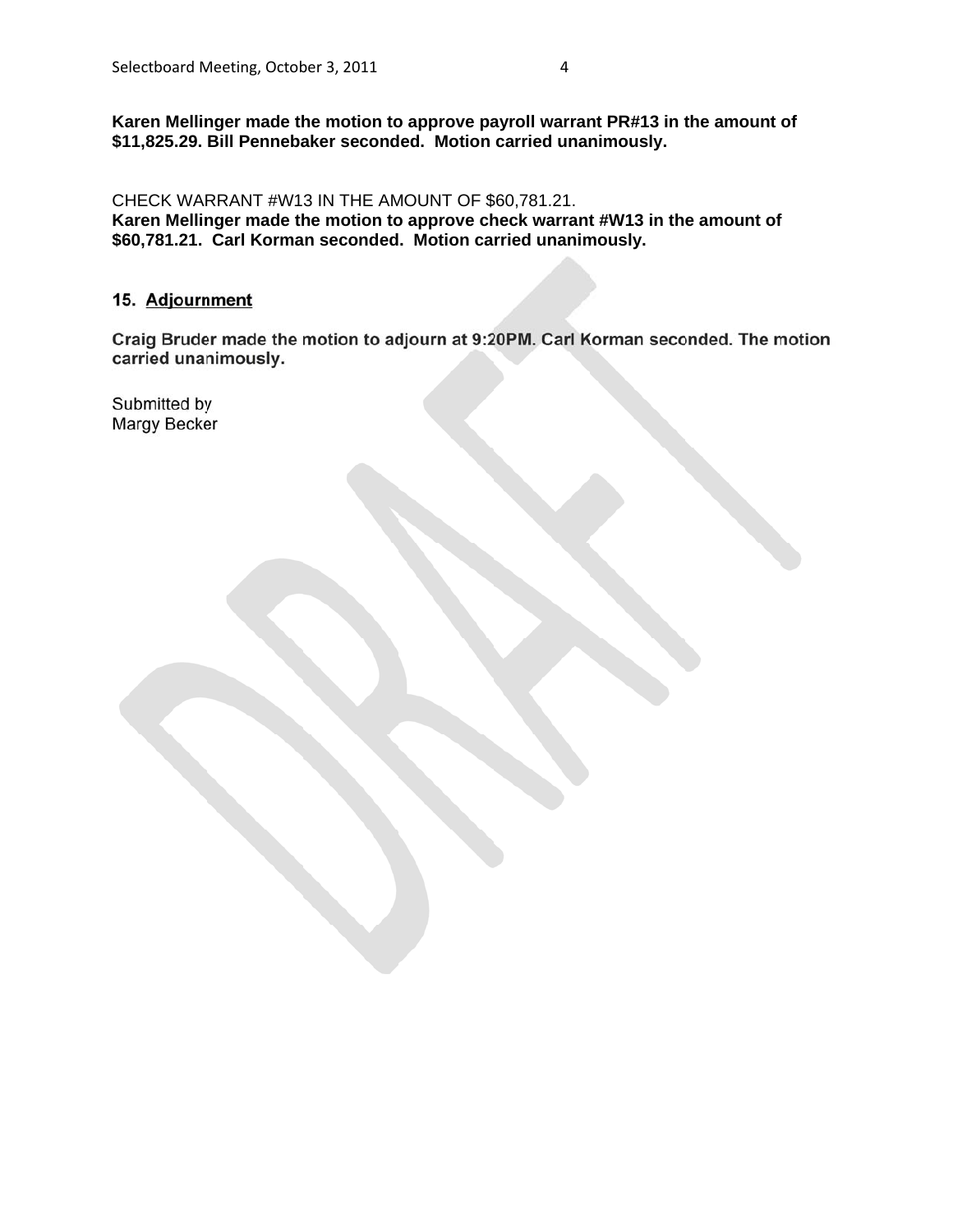**Karen Mellinger made the motion to approve payroll warrant PR#13 in the amount of $11,825.29. Bill Pennebaker seconded. Motion carried unanimously.**

CHECK WARRANT #W13 IN THE AMOUNT OF $60,781.21.

**Karen Mellinger made the motion to approve check warrant #W13 in the amount of $60,781.21. Carl Korman seconded. Motion carried unanimously.**

## 15. Adjournment

**Craig Bruder made the motion to adjourn at 9:20PM. Carl Korman seconded. The motion carried unanimously.**

Submitted by
Margy Becker